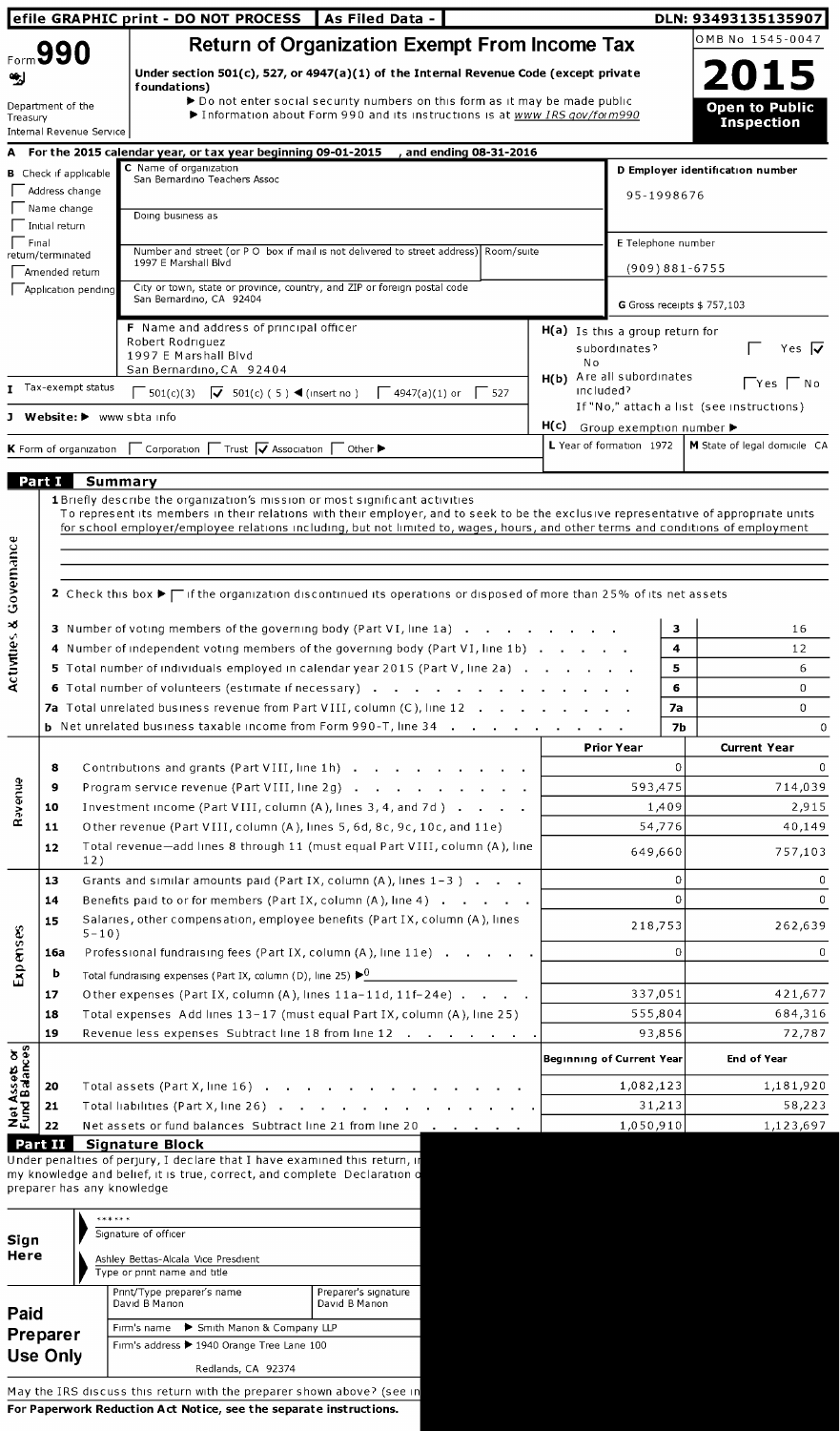efile GRAPHIC print - DO NOT PROCESS | As Filed Data - | DLN: 93493135135907

# Form 990 — Return of Organization Exempt From Income Tax

OMB No 1545-0047

**2015**

**Open to Public Inspection**

Under section 501(c), 527, or 4947(a)(1) of the Internal Revenue Code (except private foundations)

▶ Do not enter social security numbers on this form as it may be made public

▶ Information about Form 990 and its instructions is at www IRS gov/form990

Department of the Treasury
Internal Revenue Service

**A** For the 2015 calendar year, or tax year beginning 09-01-2015 , and ending 08-31-2016

**B** Check if applicable
- Address change
- Name change
- Initial return
- Final return/terminated
- Amended return
- Application pending

**C** Name of organization
San Bernardino Teachers Assoc

Doing business as

Number and street (or P O box if mail is not delivered to street address) Room/suite
1997 E Marshall Blvd

City or town, state or province, country, and ZIP or foreign postal code
San Bernardino, CA 92404

**D** Employer identification number
95-1998676

**E** Telephone number
(909) 881-6755

**G** Gross receipts $ 757,103

**F** Name and address of principal officer
Robert Rodriguez
1997 E Marshall Blvd
San Bernardino, CA 92404

**H(a)** Is this a group return for subordinates? ☐ Yes ☑ No

**H(b)** Are all subordinates included? ☐ Yes ☐ No
If "No," attach a list (see instructions)

**H(c)** Group exemption number ▶

**I** Tax-exempt status ☐ 501(c)(3) ☑ 501(c) ( 5 ) ◀ (insert no ) ☐ 4947(a)(1) or ☐ 527

**J** Website: ▶ www sbta info

**K** Form of organization ☐ Corporation ☐ Trust ☑ Association ☐ Other ▶

**L** Year of formation 1972

**M** State of legal domicile CA

## Part I Summary

### Activities & Governance

**1** Briefly describe the organization's mission or most significant activities
To represent its members in their relations with their employer, and to seek to be the exclusive representative of appropriate units for school employer/employee relations including, but not limited to, wages, hours, and other terms and conditions of employment

**2** Check this box ▶ ☐ if the organization discontinued its operations or disposed of more than 25% of its net assets

| | | Line | |
|---|---|---|---|
| 3 | Number of voting members of the governing body (Part VI, line 1a) | 3 | 16 |
| 4 | Number of independent voting members of the governing body (Part VI, line 1b) | 4 | 12 |
| 5 | Total number of individuals employed in calendar year 2015 (Part V, line 2a) | 5 | 6 |
| 6 | Total number of volunteers (estimate if necessary) | 6 | 0 |
| 7a | Total unrelated business revenue from Part VIII, column (C), line 12 | 7a | 0 |
| b | Net unrelated business taxable income from Form 990-T, line 34 | 7b | 0 |

### Revenue

| | | Prior Year | Current Year |
|---|---|---|---|
| 8 | Contributions and grants (Part VIII, line 1h) | 0 | 0 |
| 9 | Program service revenue (Part VIII, line 2g) | 593,475 | 714,039 |
| 10 | Investment income (Part VIII, column (A), lines 3, 4, and 7d ) | 1,409 | 2,915 |
| 11 | Other revenue (Part VIII, column (A), lines 5, 6d, 8c, 9c, 10c, and 11e) | 54,776 | 40,149 |
| 12 | Total revenue—add lines 8 through 11 (must equal Part VIII, column (A), line 12) | 649,660 | 757,103 |

### Expenses

| | | Prior Year | Current Year |
|---|---|---|---|
| 13 | Grants and similar amounts paid (Part IX, column (A), lines 1–3 ) | 0 | 0 |
| 14 | Benefits paid to or for members (Part IX, column (A), line 4) | 0 | 0 |
| 15 | Salaries, other compensation, employee benefits (Part IX, column (A), lines 5–10) | 218,753 | 262,639 |
| 16a | Professional fundraising fees (Part IX, column (A), line 11e) | 0 | 0 |
| b | Total fundraising expenses (Part IX, column (D), line 25) ▶0 | | |
| 17 | Other expenses (Part IX, column (A), lines 11a–11d, 11f–24e) | 337,051 | 421,677 |
| 18 | Total expenses Add lines 13–17 (must equal Part IX, column (A), line 25) | 555,804 | 684,316 |
| 19 | Revenue less expenses Subtract line 18 from line 12 | 93,856 | 72,787 |

### Net Assets or Fund Balances

| | | Beginning of Current Year | End of Year |
|---|---|---|---|
| 20 | Total assets (Part X, line 16) | 1,082,123 | 1,181,920 |
| 21 | Total liabilities (Part X, line 26) | 31,213 | 58,223 |
| 22 | Net assets or fund balances Subtract line 21 from line 20 | 1,050,910 | 1,123,697 |

## Part II Signature Block

Under penalties of perjury, I declare that I have examined this return, i
my knowledge and belief, it is true, correct, and complete Declaration o
preparer has any knowledge

**Sign Here**

\*\*\*\*\*\*
Signature of officer

Ashley Bettas-Alcala Vice Presdient
Type or print name and title

**Paid Preparer Use Only**

| Print/Type preparer's name | Preparer's signature |
|---|---|
| David B Manon | David B Manon |

Firm's name ▶ Smith Manon & Company LLP

Firm's address ▶ 1940 Orange Tree Lane 100
Redlands, CA 92374

May the IRS discuss this return with the preparer shown above? (see in

**For Paperwork Reduction Act Notice, see the separate instructions.**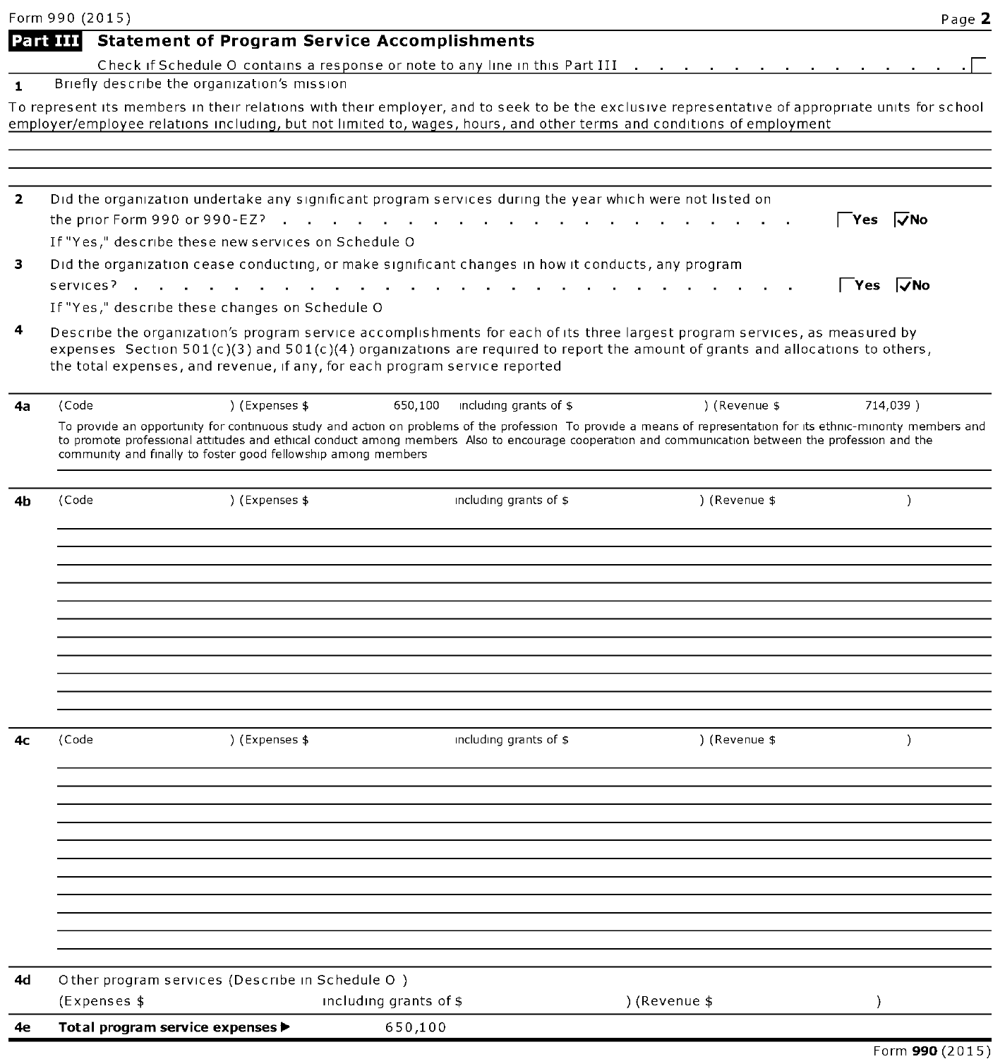## Part III Statement of Program Service Accomplishments

Check if Schedule O contains a response or note to any line in this Part III . . . . . . . . . . . . . . . ☐

**1** Briefly describe the organization's mission

To represent its members in their relations with their employer, and to seek to be the exclusive representative of appropriate units for school employer/employee relations including, but not limited to, wages, hours, and other terms and conditions of employment

**2** Did the organization undertake any significant program services during the year which were not listed on the prior Form 990 or 990-EZ? . . . . . . . . . . . . . . . . . . . . ☐ Yes ☑ No

If "Yes," describe these new services on Schedule O

**3** Did the organization cease conducting, or make significant changes in how it conducts, any program services? . . . . . . . . . . . . . . . . . . . . ☐ Yes ☑ No

If "Yes," describe these changes on Schedule O

**4** Describe the organization's program service accomplishments for each of its three largest program services, as measured by expenses Section 501(c)(3) and 501(c)(4) organizations are required to report the amount of grants and allocations to others, the total expenses, and revenue, if any, for each program service reported

**4a** (Code ) (Expenses $ 650,100 including grants of $ ) (Revenue $ 714,039 )

To provide an opportunity for continuous study and action on problems of the profession To provide a means of representation for its ethnic-minority members and to promote professional attitudes and ethical conduct among members Also to encourage cooperation and communication between the profession and the community and finally to foster good fellowship among members

**4b** (Code ) (Expenses $ including grants of $ ) (Revenue $ )

**4c** (Code ) (Expenses $ including grants of $ ) (Revenue $ )

**4d** Other program services (Describe in Schedule O )

(Expenses $ including grants of $ ) (Revenue $ )

**4e** **Total program service expenses ▶** 650,100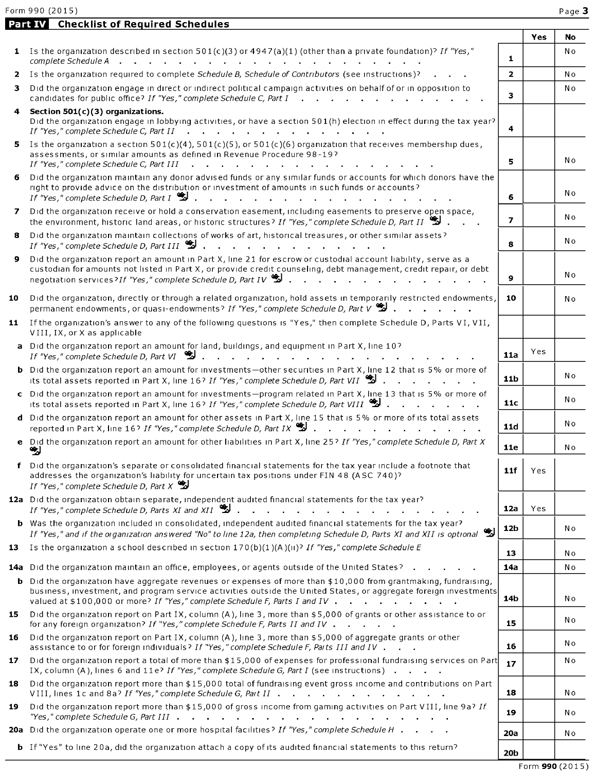Form 990 (2015)

## Part IV Checklist of Required Schedules

| | | | Yes | No |
|---|---|---|---|---|
| **1** | Is the organization described in section 501(c)(3) or 4947(a)(1) (other than a private foundation)? *If "Yes," complete Schedule A* | 1 | | No |
| **2** | Is the organization required to complete *Schedule B, Schedule of Contributors* (see instructions)? | 2 | | No |
| **3** | Did the organization engage in direct or indirect political campaign activities on behalf of or in opposition to candidates for public office? *If "Yes," complete Schedule C, Part I* | 3 | | No |
| **4** | **Section 501(c)(3) organizations.** Did the organization engage in lobbying activities, or have a section 501(h) election in effect during the tax year? *If "Yes," complete Schedule C, Part II* | 4 | | |
| **5** | Is the organization a section 501(c)(4), 501(c)(5), or 501(c)(6) organization that receives membership dues, assessments, or similar amounts as defined in Revenue Procedure 98-19? *If "Yes," complete Schedule C, Part III* | 5 | | No |
| **6** | Did the organization maintain any donor advised funds or any similar funds or accounts for which donors have the right to provide advice on the distribution or investment of amounts in such funds or accounts? *If "Yes," complete Schedule D, Part I* | 6 | | No |
| **7** | Did the organization receive or hold a conservation easement, including easements to preserve open space, the environment, historic land areas, or historic structures? *If "Yes," complete Schedule D, Part II* | 7 | | No |
| **8** | Did the organization maintain collections of works of art, historical treasures, or other similar assets? *If "Yes," complete Schedule D, Part III* | 8 | | No |
| **9** | Did the organization report an amount in Part X, line 21 for escrow or custodial account liability, serve as a custodian for amounts not listed in Part X, or provide credit counseling, debt management, credit repair, or debt negotiation services? *If "Yes," complete Schedule D, Part IV* | 9 | | No |
| **10** | Did the organization, directly or through a related organization, hold assets in temporarily restricted endowments, permanent endowments, or quasi-endowments? *If "Yes," complete Schedule D, Part V* | 10 | | No |
| **11** | If the organization's answer to any of the following questions is "Yes," then complete Schedule D, Parts VI, VII, VIII, IX, or X as applicable | | | |
| **a** | Did the organization report an amount for land, buildings, and equipment in Part X, line 10? *If "Yes," complete Schedule D, Part VI* | 11a | Yes | |
| **b** | Did the organization report an amount for investments—other securities in Part X, line 12 that is 5% or more of its total assets reported in Part X, line 16? *If "Yes," complete Schedule D, Part VII* | 11b | | No |
| **c** | Did the organization report an amount for investments—program related in Part X, line 13 that is 5% or more of its total assets reported in Part X, line 16? *If "Yes," complete Schedule D, Part VIII* | 11c | | No |
| **d** | Did the organization report an amount for other assets in Part X, line 15 that is 5% or more of its total assets reported in Part X, line 16? *If "Yes," complete Schedule D, Part IX* | 11d | | No |
| **e** | Did the organization report an amount for other liabilities in Part X, line 25? *If "Yes," complete Schedule D, Part X* | 11e | | No |
| **f** | Did the organization's separate or consolidated financial statements for the tax year include a footnote that addresses the organization's liability for uncertain tax positions under FIN 48 (ASC 740)? *If "Yes," complete Schedule D, Part X* | 11f | Yes | |
| **12a** | Did the organization obtain separate, independent audited financial statements for the tax year? *If "Yes," complete Schedule D, Parts XI and XII* | 12a | Yes | |
| **b** | Was the organization included in consolidated, independent audited financial statements for the tax year? *If "Yes," and if the organization answered "No" to line 12a, then completing Schedule D, Parts XI and XII is optional* | 12b | | No |
| **13** | Is the organization a school described in section 170(b)(1)(A)(ii)? *If "Yes," complete Schedule E* | 13 | | No |
| **14a** | Did the organization maintain an office, employees, or agents outside of the United States? | 14a | | No |
| **b** | Did the organization have aggregate revenues or expenses of more than $10,000 from grantmaking, fundraising, business, investment, and program service activities outside the United States, or aggregate foreign investments valued at $100,000 or more? *If "Yes," complete Schedule F, Parts I and IV* | 14b | | No |
| **15** | Did the organization report on Part IX, column (A), line 3, more than $5,000 of grants or other assistance to or for any foreign organization? *If "Yes," complete Schedule F, Parts II and IV* | 15 | | No |
| **16** | Did the organization report on Part IX, column (A), line 3, more than $5,000 of aggregate grants or other assistance to or for foreign individuals? *If "Yes," complete Schedule F, Parts III and IV* | 16 | | No |
| **17** | Did the organization report a total of more than $15,000 of expenses for professional fundraising services on Part IX, column (A), lines 6 and 11e? *If "Yes," complete Schedule G, Part I* (see instructions) | 17 | | No |
| **18** | Did the organization report more than $15,000 total of fundraising event gross income and contributions on Part VIII, lines 1c and 8a? *If "Yes," complete Schedule G, Part II* | 18 | | No |
| **19** | Did the organization report more than $15,000 of gross income from gaming activities on Part VIII, line 9a? *If "Yes," complete Schedule G, Part III* | 19 | | No |
| **20a** | Did the organization operate one or more hospital facilities? *If "Yes," complete Schedule H* | 20a | | No |
| **b** | If "Yes" to line 20a, did the organization attach a copy of its audited financial statements to this return? | 20b | | |

Form **990** (2015)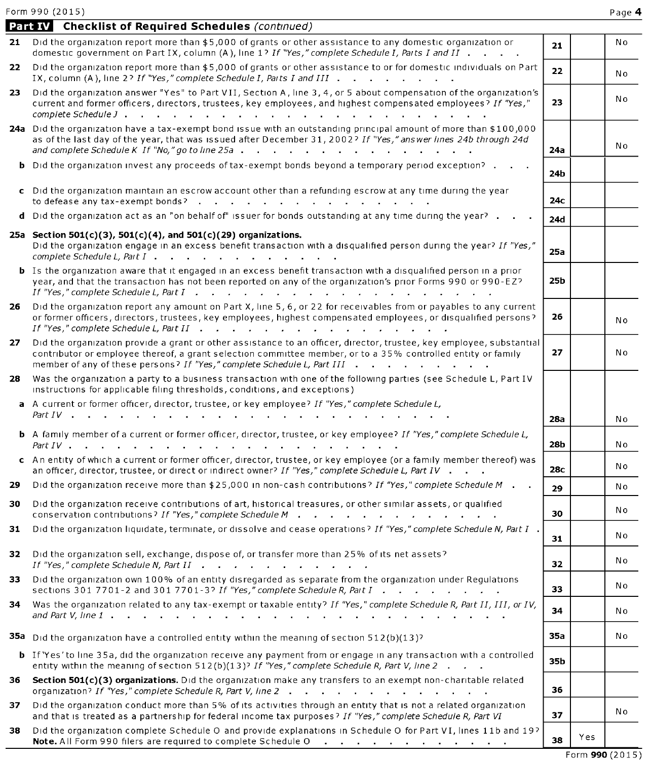## Part IV Checklist of Required Schedules *(continued)*

| | | | Yes | No |
|---|---|---|---|---|
| **21** | Did the organization report more than $5,000 of grants or other assistance to any domestic organization or domestic government on Part IX, column (A), line 1? *If "Yes," complete Schedule I, Parts I and II* | 21 | | No |
| **22** | Did the organization report more than $5,000 of grants or other assistance to or for domestic individuals on Part IX, column (A), line 2? *If "Yes," complete Schedule I, Parts I and III* | 22 | | No |
| **23** | Did the organization answer "Yes" to Part VII, Section A, line 3, 4, or 5 about compensation of the organization's current and former officers, directors, trustees, key employees, and highest compensated employees? *If "Yes," complete Schedule J* | 23 | | No |
| **24a** | Did the organization have a tax-exempt bond issue with an outstanding principal amount of more than $100,000 as of the last day of the year, that was issued after December 31, 2002? *If "Yes," answer lines 24b through 24d and complete Schedule K If "No," go to line 25a* | 24a | | No |
| **b** | Did the organization invest any proceeds of tax-exempt bonds beyond a temporary period exception? | 24b | | |
| **c** | Did the organization maintain an escrow account other than a refunding escrow at any time during the year to defease any tax-exempt bonds? | 24c | | |
| **d** | Did the organization act as an "on behalf of" issuer for bonds outstanding at any time during the year? | 24d | | |
| **25a** | **Section 501(c)(3), 501(c)(4), and 501(c)(29) organizations.** Did the organization engage in an excess benefit transaction with a disqualified person during the year? *If "Yes," complete Schedule L, Part I* | 25a | | |
| **b** | Is the organization aware that it engaged in an excess benefit transaction with a disqualified person in a prior year, and that the transaction has not been reported on any of the organization's prior Forms 990 or 990-EZ? *If "Yes," complete Schedule L, Part I* | 25b | | |
| **26** | Did the organization report any amount on Part X, line 5, 6, or 22 for receivables from or payables to any current or former officers, directors, trustees, key employees, highest compensated employees, or disqualified persons? *If "Yes," complete Schedule L, Part II* | 26 | | No |
| **27** | Did the organization provide a grant or other assistance to an officer, director, trustee, key employee, substantial contributor or employee thereof, a grant selection committee member, or to a 35% controlled entity or family member of any of these persons? *If "Yes," complete Schedule L, Part III* | 27 | | No |
| **28** | Was the organization a party to a business transaction with one of the following parties (see Schedule L, Part IV instructions for applicable filing thresholds, conditions, and exceptions) | | | |
| **a** | A current or former officer, director, trustee, or key employee? *If "Yes," complete Schedule L, Part IV* | 28a | | No |
| **b** | A family member of a current or former officer, director, trustee, or key employee? *If "Yes," complete Schedule L, Part IV* | 28b | | No |
| **c** | An entity of which a current or former officer, director, trustee, or key employee (or a family member thereof) was an officer, director, trustee, or direct or indirect owner? *If "Yes," complete Schedule L, Part IV* | 28c | | No |
| **29** | Did the organization receive more than $25,000 in non-cash contributions? *If "Yes," complete Schedule M* | 29 | | No |
| **30** | Did the organization receive contributions of art, historical treasures, or other similar assets, or qualified conservation contributions? *If "Yes," complete Schedule M* | 30 | | No |
| **31** | Did the organization liquidate, terminate, or dissolve and cease operations? *If "Yes," complete Schedule N, Part I* | 31 | | No |
| **32** | Did the organization sell, exchange, dispose of, or transfer more than 25% of its net assets? *If "Yes," complete Schedule N, Part II* | 32 | | No |
| **33** | Did the organization own 100% of an entity disregarded as separate from the organization under Regulations sections 301 7701-2 and 301 7701-3? *If "Yes," complete Schedule R, Part I* | 33 | | No |
| **34** | Was the organization related to any tax-exempt or taxable entity? *If "Yes," complete Schedule R, Part II, III, or IV, and Part V, line 1* | 34 | | No |
| **35a** | Did the organization have a controlled entity within the meaning of section 512(b)(13)? | 35a | | No |
| **b** | If 'Yes' to line 35a, did the organization receive any payment from or engage in any transaction with a controlled entity within the meaning of section 512(b)(13)? *If "Yes," complete Schedule R, Part V, line 2* | 35b | | |
| **36** | **Section 501(c)(3) organizations.** Did the organization make any transfers to an exempt non-charitable related organization? *If "Yes," complete Schedule R, Part V, line 2* | 36 | | |
| **37** | Did the organization conduct more than 5% of its activities through an entity that is not a related organization and that is treated as a partnership for federal income tax purposes? *If "Yes," complete Schedule R, Part VI* | 37 | | No |
| **38** | Did the organization complete Schedule O and provide explanations in Schedule O for Part VI, lines 11b and 19? **Note.** All Form 990 filers are required to complete Schedule O | 38 | Yes | |

Form **990** (2015)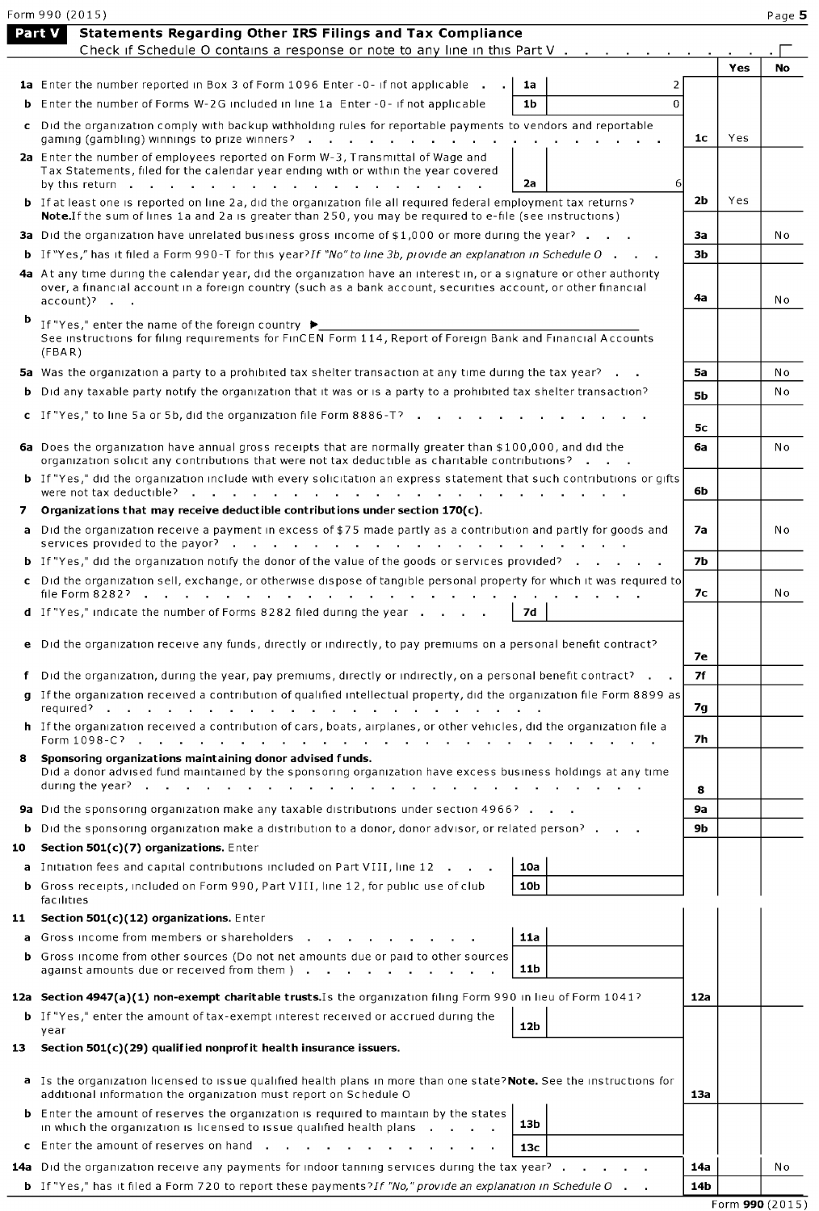Form 990 (2015)

## Part V Statements Regarding Other IRS Filings and Tax Compliance

Check if Schedule O contains a response or note to any line in this Part V . . . . . . . . . . . ☐

| | | | | Yes | No |
|---|---|---|---|---|---|
| **1a** Enter the number reported in Box 3 of Form 1096 Enter -0- if not applicable . . | 1a | 2 | | | |
| **b** Enter the number of Forms W-2G included in line 1a Enter -0- if not applicable | 1b | 0 | | | |
| **c** Did the organization comply with backup withholding rules for reportable payments to vendors and reportable gaming (gambling) winnings to prize winners? . . . . . . . . . . . . . . | | | 1c | Yes | |
| **2a** Enter the number of employees reported on Form W-3, Transmittal of Wage and Tax Statements, filed for the calendar year ending with or within the year covered by this return . . . . . . . . . . . . . . . . . | 2a | 6 | | | |
| **b** If at least one is reported on line 2a, did the organization file all required federal employment tax returns? **Note.** If the sum of lines 1a and 2a is greater than 250, you may be required to e-file (see instructions) | | | 2b | Yes | |
| **3a** Did the organization have unrelated business gross income of $1,000 or more during the year? . . . | | | 3a | | No |
| **b** If "Yes," has it filed a Form 990-T for this year? *If "No" to line 3b, provide an explanation in Schedule O* . . . | | | 3b | | |
| **4a** At any time during the calendar year, did the organization have an interest in, or a signature or other authority over, a financial account in a foreign country (such as a bank account, securities account, or other financial account)? . . | | | 4a | | No |
| **b** If "Yes," enter the name of the foreign country ▶ See instructions for filing requirements for FinCEN Form 114, Report of Foreign Bank and Financial Accounts (FBAR) | | | | | |
| **5a** Was the organization a party to a prohibited tax shelter transaction at any time during the tax year? . . | | | 5a | | No |
| **b** Did any taxable party notify the organization that it was or is a party to a prohibited tax shelter transaction? | | | 5b | | No |
| **c** If "Yes," to line 5a or 5b, did the organization file Form 8886-T? . . . . . . . . . . . | | | 5c | | |
| **6a** Does the organization have annual gross receipts that are normally greater than $100,000, and did the organization solicit any contributions that were not tax deductible as charitable contributions? . . . | | | 6a | | No |
| **b** If "Yes," did the organization include with every solicitation an express statement that such contributions or gifts were not tax deductible? . . . . . . . . . . . . . . . . . . . . . | | | 6b | | |
| **7 Organizations that may receive deductible contributions under section 170(c).** | | | | | |
| **a** Did the organization receive a payment in excess of $75 made partly as a contribution and partly for goods and services provided to the payor? . . . . . . . . . . . . . . . . . . | | | 7a | | No |
| **b** If "Yes," did the organization notify the donor of the value of the goods or services provided? . . . . . | | | 7b | | |
| **c** Did the organization sell, exchange, or otherwise dispose of tangible personal property for which it was required to file Form 8282? . . . . . . . . . . . . . . . . . . . . . . . . | | | 7c | | No |
| **d** If "Yes," indicate the number of Forms 8282 filed during the year . . . . | 7d | | | | |
| **e** Did the organization receive any funds, directly or indirectly, to pay premiums on a personal benefit contract? | | | 7e | | |
| **f** Did the organization, during the year, pay premiums, directly or indirectly, on a personal benefit contract? . . | | | 7f | | |
| **g** If the organization received a contribution of qualified intellectual property, did the organization file Form 8899 as required? . . . . . . . . . . . . . . . . . . . . . . | | | 7g | | |
| **h** If the organization received a contribution of cars, boats, airplanes, or other vehicles, did the organization file a Form 1098-C? . . . . . . . . . . . . . . . . . . . . . . . . | | | 7h | | |
| **8 Sponsoring organizations maintaining donor advised funds.** Did a donor advised fund maintained by the sponsoring organization have excess business holdings at any time during the year? . . . . . . . . . . . . . . . . . . . . . . . . | | | 8 | | |
| **9a** Did the sponsoring organization make any taxable distributions under section 4966? . . . | | | 9a | | |
| **b** Did the sponsoring organization make a distribution to a donor, donor advisor, or related person? . . . | | | 9b | | |
| **10 Section 501(c)(7) organizations.** Enter | | | | | |
| **a** Initiation fees and capital contributions included on Part VIII, line 12 . . . | 10a | | | | |
| **b** Gross receipts, included on Form 990, Part VIII, line 12, for public use of club facilities | 10b | | | | |
| **11 Section 501(c)(12) organizations.** Enter | | | | | |
| **a** Gross income from members or shareholders . . . . . . . . . . | 11a | | | | |
| **b** Gross income from other sources (Do not net amounts due or paid to other sources against amounts due or received from them ) . . . . . . . . . . . | 11b | | | | |
| **12a Section 4947(a)(1) non-exempt charitable trusts.** Is the organization filing Form 990 in lieu of Form 1041? | | | 12a | | |
| **b** If "Yes," enter the amount of tax-exempt interest received or accrued during the year | 12b | | | | |
| **13 Section 501(c)(29) qualified nonprofit health insurance issuers.** | | | | | |
| **a** Is the organization licensed to issue qualified health plans in more than one state? **Note.** See the instructions for additional information the organization must report on Schedule O | | | 13a | | |
| **b** Enter the amount of reserves the organization is required to maintain by the states in which the organization is licensed to issue qualified health plans . . . . | 13b | | | | |
| **c** Enter the amount of reserves on hand . . . . . . . . . . . . . | 13c | | | | |
| **14a** Did the organization receive any payments for indoor tanning services during the tax year? . . . . . | | | 14a | | No |
| **b** If "Yes," has it filed a Form 720 to report these payments? *If "No," provide an explanation in Schedule O* . . | | | 14b | | |

Form **990** (2015)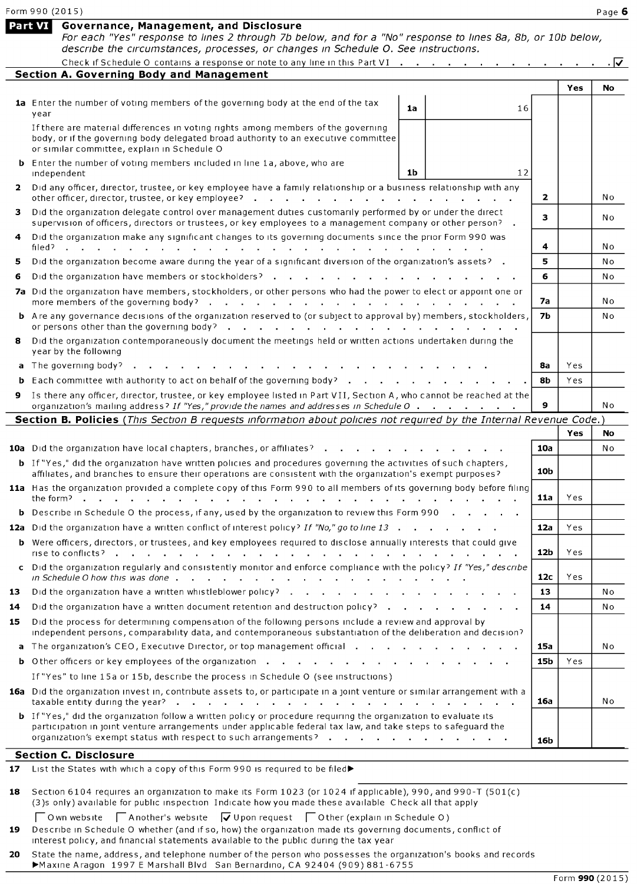Form 990 (2015)

## Part VI Governance, Management, and Disclosure

*For each "Yes" response to lines 2 through 7b below, and for a "No" response to lines 8a, 8b, or 10b below, describe the circumstances, processes, or changes in Schedule O. See instructions.*

Check if Schedule O contains a response or note to any line in this Part VI . . . . . . . . . . . . . . ☑

### Section A. Governing Body and Management

| | | | | | Yes | No |
|---|---|---|---|---|---|---|
| **1a** | Enter the number of voting members of the governing body at the end of the tax year<br>If there are material differences in voting rights among members of the governing body, or if the governing body delegated broad authority to an executive committee or similar committee, explain in Schedule O | 1a | 16 | | | |
| **b** | Enter the number of voting members included in line 1a, above, who are independent | 1b | 12 | | | |
| **2** | Did any officer, director, trustee, or key employee have a family relationship or a business relationship with any other officer, director, trustee, or key employee? | | | 2 | | No |
| **3** | Did the organization delegate control over management duties customarily performed by or under the direct supervision of officers, directors or trustees, or key employees to a management company or other person? | | | 3 | | No |
| **4** | Did the organization make any significant changes to its governing documents since the prior Form 990 was filed? | | | 4 | | No |
| **5** | Did the organization become aware during the year of a significant diversion of the organization's assets? | | | 5 | | No |
| **6** | Did the organization have members or stockholders? | | | 6 | | No |
| **7a** | Did the organization have members, stockholders, or other persons who had the power to elect or appoint one or more members of the governing body? | | | 7a | | No |
| **b** | Are any governance decisions of the organization reserved to (or subject to approval by) members, stockholders, or persons other than the governing body? | | | 7b | | No |
| **8** | Did the organization contemporaneously document the meetings held or written actions undertaken during the year by the following | | | | | |
| **a** | The governing body? | | | 8a | Yes | |
| **b** | Each committee with authority to act on behalf of the governing body? | | | 8b | Yes | |
| **9** | Is there any officer, director, trustee, or key employee listed in Part VII, Section A, who cannot be reached at the organization's mailing address? *If "Yes," provide the names and addresses in Schedule O* | | | 9 | | No |

### Section B. Policies *(This Section B requests information about policies not required by the Internal Revenue Code.)*

| | | | Yes | No |
|---|---|---|---|---|
| **10a** | Did the organization have local chapters, branches, or affiliates? | 10a | | No |
| **b** | If "Yes," did the organization have written policies and procedures governing the activities of such chapters, affiliates, and branches to ensure their operations are consistent with the organization's exempt purposes? | 10b | | |
| **11a** | Has the organization provided a complete copy of this Form 990 to all members of its governing body before filing the form? | 11a | Yes | |
| **b** | Describe in Schedule O the process, if any, used by the organization to review this Form 990 | | | |
| **12a** | Did the organization have a written conflict of interest policy? *If "No," go to line 13* | 12a | Yes | |
| **b** | Were officers, directors, or trustees, and key employees required to disclose annually interests that could give rise to conflicts? | 12b | Yes | |
| **c** | Did the organization regularly and consistently monitor and enforce compliance with the policy? *If "Yes," describe in Schedule O how this was done* | 12c | Yes | |
| **13** | Did the organization have a written whistleblower policy? | 13 | | No |
| **14** | Did the organization have a written document retention and destruction policy? | 14 | | No |
| **15** | Did the process for determining compensation of the following persons include a review and approval by independent persons, comparability data, and contemporaneous substantiation of the deliberation and decision? | | | |
| **a** | The organization's CEO, Executive Director, or top management official | 15a | | No |
| **b** | Other officers or key employees of the organization | 15b | Yes | |
| | If "Yes" to line 15a or 15b, describe the process in Schedule O (see instructions) | | | |
| **16a** | Did the organization invest in, contribute assets to, or participate in a joint venture or similar arrangement with a taxable entity during the year? | 16a | | No |
| **b** | If "Yes," did the organization follow a written policy or procedure requiring the organization to evaluate its participation in joint venture arrangements under applicable federal tax law, and take steps to safeguard the organization's exempt status with respect to such arrangements? | 16b | | |

### Section C. Disclosure

**17** List the States with which a copy of this Form 990 is required to be filed▶

**18** Section 6104 requires an organization to make its Form 1023 (or 1024 if applicable), 990, and 990-T (501(c)(3)s only) available for public inspection Indicate how you made these available Check all that apply

☐ Own website ☐ Another's website ☑ Upon request ☐ Other (explain in Schedule O)

**19** Describe in Schedule O whether (and if so, how) the organization made its governing documents, conflict of interest policy, and financial statements available to the public during the tax year

**20** State the name, address, and telephone number of the person who possesses the organization's books and records
▶Maxine Aragon 1997 E Marshall Blvd San Bernardino, CA 92404 (909) 881-6755

Form **990** (2015)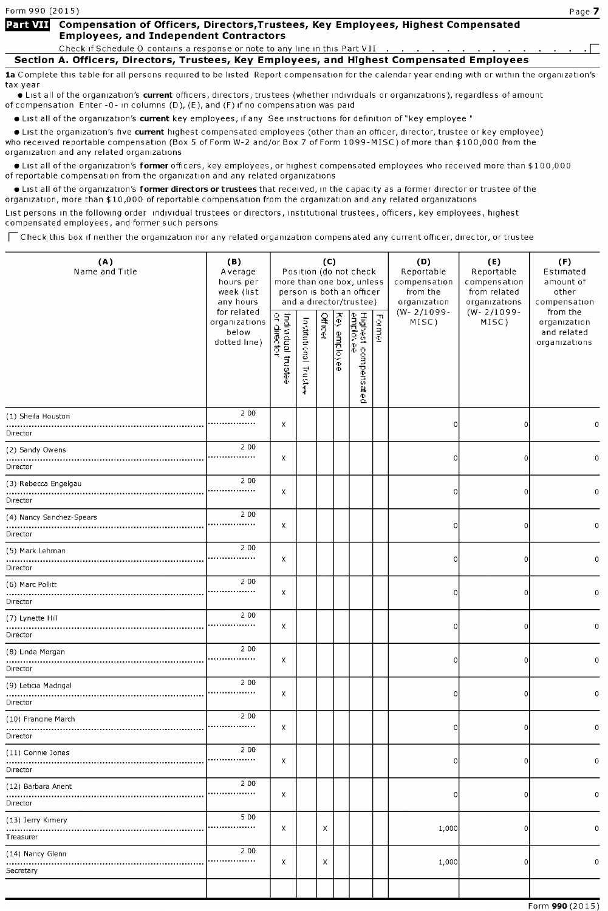Form 990 (2015)

## Part VII Compensation of Officers, Directors, Trustees, Key Employees, Highest Compensated Employees, and Independent Contractors

Check if Schedule O contains a response or note to any line in this Part VII . . . . . . . . . . . . . . ☐

### Section A. Officers, Directors, Trustees, Key Employees, and Highest Compensated Employees

**1a** Complete this table for all persons required to be listed Report compensation for the calendar year ending with or within the organization's tax year

- List all of the organization's **current** officers, directors, trustees (whether individuals or organizations), regardless of amount of compensation Enter -0- in columns (D), (E), and (F) if no compensation was paid
- List all of the organization's **current** key employees, if any See instructions for definition of "key employee "
- List the organization's five **current** highest compensated employees (other than an officer, director, trustee or key employee) who received reportable compensation (Box 5 of Form W-2 and/or Box 7 of Form 1099-MISC) of more than $100,000 from the organization and any related organizations
- List all of the organization's **former** officers, key employees, or highest compensated employees who received more than $100,000 of reportable compensation from the organization and any related organizations
- List all of the organization's **former directors or trustees** that received, in the capacity as a former director or trustee of the organization, more than $10,000 of reportable compensation from the organization and any related organizations

List persons in the following order individual trustees or directors, institutional trustees, officers, key employees, highest compensated employees, and former such persons

☐ Check this box if neither the organization nor any related organization compensated any current officer, director, or trustee

| (A) Name and Title | (B) Average hours per week (list any hours for related organizations below dotted line) | (C) Position (do not check more than one box, unless person is both an officer and a director/trustee) Individual trustee or director | Institutional Trustee | Officer | Key employee | Highest compensated employee | Former | (D) Reportable compensation from the organization (W- 2/1099-MISC) | (E) Reportable compensation from related organizations (W- 2/1099-MISC) | (F) Estimated amount of other compensation from the organization and related organizations |
|---|---|---|---|---|---|---|---|---|---|---|
| (1) Sheila Houston<br>Director | 2 00 | X | | | | | | 0 | 0 | 0 |
| (2) Sandy Owens<br>Director | 2 00 | X | | | | | | 0 | 0 | 0 |
| (3) Rebecca Engelgau<br>Director | 2 00 | X | | | | | | 0 | 0 | 0 |
| (4) Nancy Sanchez-Spears<br>Director | 2 00 | X | | | | | | 0 | 0 | 0 |
| (5) Mark Lehman<br>Director | 2 00 | X | | | | | | 0 | 0 | 0 |
| (6) Marc Pollitt<br>Director | 2 00 | X | | | | | | 0 | 0 | 0 |
| (7) Lynette Hill<br>Director | 2 00 | X | | | | | | 0 | 0 | 0 |
| (8) Linda Morgan<br>Director | 2 00 | X | | | | | | 0 | 0 | 0 |
| (9) Leticia Madrigal<br>Director | 2 00 | X | | | | | | 0 | 0 | 0 |
| (10) Francine March<br>Director | 2 00 | X | | | | | | 0 | 0 | 0 |
| (11) Connie Jones<br>Director | 2 00 | X | | | | | | 0 | 0 | 0 |
| (12) Barbara Anent<br>Director | 2 00 | X | | | | | | 0 | 0 | 0 |
| (13) Jerry Kimery<br>Treasurer | 5 00 | X | | X | | | | 1,000 | 0 | 0 |
| (14) Nancy Glenn<br>Secretary | 2 00 | X | | X | | | | 1,000 | 0 | 0 |

Form **990** (2015)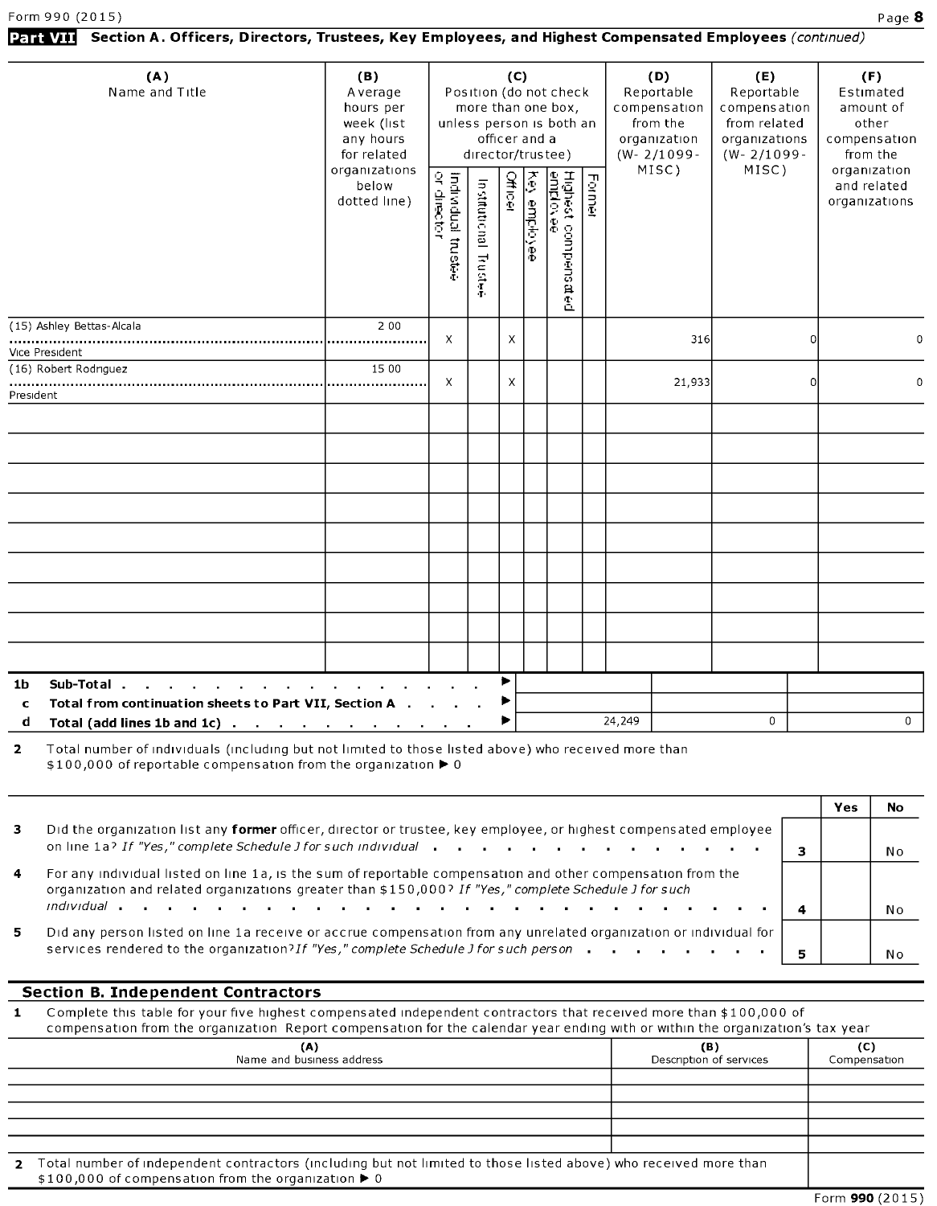Form 990 (2015)

## Part VII Section A. Officers, Directors, Trustees, Key Employees, and Highest Compensated Employees *(continued)*

| (A) Name and Title | (B) Average hours per week (list any hours for related organizations below dotted line) | (C) Individual trustee or director | Institutional Trustee | Officer | Key employee | Highest compensated employee | Former | (D) Reportable compensation from the organization (W- 2/1099-MISC) | (E) Reportable compensation from related organizations (W- 2/1099-MISC) | (F) Estimated amount of other compensation from the organization and related organizations |
|---|---|---|---|---|---|---|---|---|---|---|
| (15) Ashley Bettas-Alcala<br>Vice President | 2 00 | X | | X | | | | 316 | 0 | 0 |
| (16) Robert Rodriguez<br>President | 15 00 | X | | X | | | | 21,933 | 0 | 0 |
| | | | | | | | | | | |
| | | | | | | | | | | |
| | | | | | | | | | | |
| | | | | | | | | | | |
| | | | | | | | | | | |
| | | | | | | | | | | |
| | | | | | | | | | | |
| | | | | | | | | | | |
| | | | | | | | | | | |

| | | (D) | (E) | (F) |
|---|---|---|---|---|
| **1b** | **Sub-Total** | | | |
| **c** | **Total from continuation sheets to Part VII, Section A** | | | |
| **d** | **Total (add lines 1b and 1c)** | 24,249 | 0 | 0 |

**2** Total number of individuals (including but not limited to those listed above) who received more than $100,000 of reportable compensation from the organization ▶ 0

| | | | Yes | No |
|---|---|---|---|---|
| **3** | Did the organization list any **former** officer, director or trustee, key employee, or highest compensated employee on line 1a? *If "Yes," complete Schedule J for such individual* | 3 | | No |
| **4** | For any individual listed on line 1a, is the sum of reportable compensation and other compensation from the organization and related organizations greater than $150,000? *If "Yes," complete Schedule J for such individual* | 4 | | No |
| **5** | Did any person listed on line 1a receive or accrue compensation from any unrelated organization or individual for services rendered to the organization? *If "Yes," complete Schedule J for such person* | 5 | | No |

## Section B. Independent Contractors

**1** Complete this table for your five highest compensated independent contractors that received more than $100,000 of compensation from the organization Report compensation for the calendar year ending with or within the organization's tax year

| (A) Name and business address | (B) Description of services | (C) Compensation |
|---|---|---|
| | | |
| | | |
| | | |
| | | |
| | | |

**2** Total number of independent contractors (including but not limited to those listed above) who received more than $100,000 of compensation from the organization ▶ 0

Form **990** (2015)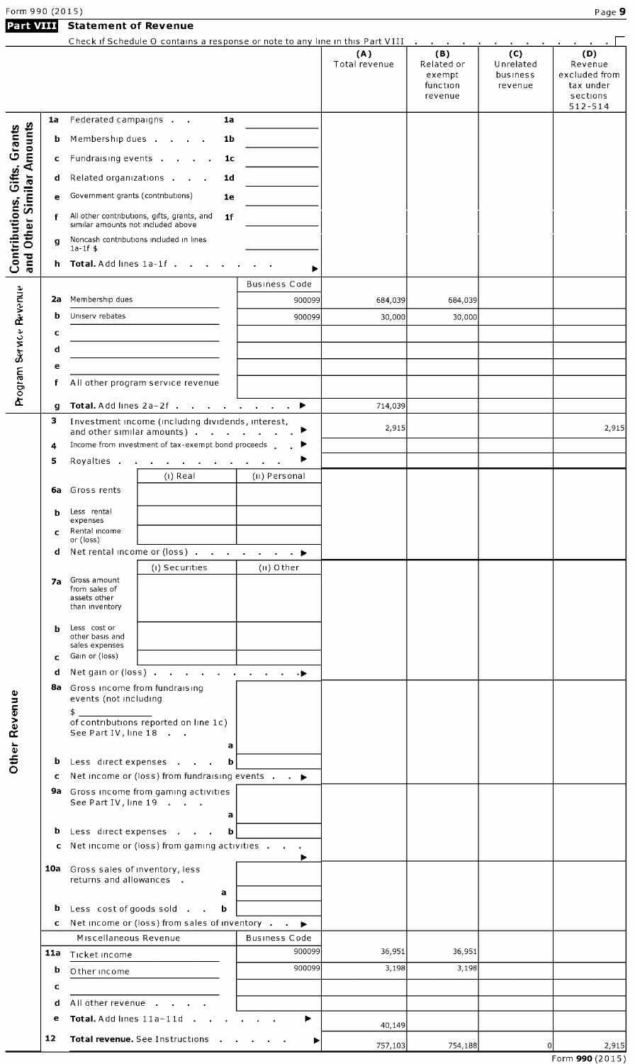## Part VIII Statement of Revenue

Check if Schedule O contains a response or note to any line in this Part VIII . . . . . . . . . . . . . ☐

| | | | | (A) Total revenue | (B) Related or exempt function revenue | (C) Unrelated business revenue | (D) Revenue excluded from tax under sections 512-514 |
|---|---|---|---|---|---|---|---|
| **Contributions, Gifts, Grants and Other Similar Amounts** | 1a | Federated campaigns . . . 1a | | | | | |
| | b | Membership dues . . . . 1b | | | | | |
| | c | Fundraising events . . . . 1c | | | | | |
| | d | Related organizations . . . 1d | | | | | |
| | e | Government grants (contributions) 1e | | | | | |
| | f | All other contributions, gifts, grants, and similar amounts not included above 1f | | | | | |
| | g | Noncash contributions included in lines 1a-1f $ | | | | | |
| | h | **Total.** Add lines 1a-1f . . . . . . . ▶ | | | | | |
| **Program Service Revenue** | | | Business Code | | | | |
| | 2a | Membership dues | 900099 | 684,039 | 684,039 | | |
| | b | Uniserv rebates | 900099 | 30,000 | 30,000 | | |
| | c | | | | | | |
| | d | | | | | | |
| | e | | | | | | |
| | f | All other program service revenue | | | | | |
| | g | **Total.** Add lines 2a-2f . . . . . . . . ▶ | | 714,039 | | | |
| **Other Revenue** | 3 | Investment income (including dividends, interest, and other similar amounts) . . . . . . . ▶ | | 2,915 | | | 2,915 |
| | 4 | Income from investment of tax-exempt bond proceeds . . ▶ | | | | | |
| | 5 | Royalties . . . . . . . . . . . ▶ | | | | | |
| | | | (i) Real / (ii) Personal | | | | |
| | 6a | Gross rents | | | | | |
| | b | Less rental expenses | | | | | |
| | c | Rental income or (loss) | | | | | |
| | d | Net rental income or (loss) . . . . . . . ▶ | | | | | |
| | | | (i) Securities / (ii) Other | | | | |
| | 7a | Gross amount from sales of assets other than inventory | | | | | |
| | b | Less cost or other basis and sales expenses | | | | | |
| | c | Gain or (loss) | | | | | |
| | d | Net gain or (loss) . . . . . . . . . ▶ | | | | | |
| | 8a | Gross income from fundraising events (not including $ ______ of contributions reported on line 1c) See Part IV, line 18 . . . a | | | | | |
| | b | Less direct expenses . . . b | | | | | |
| | c | Net income or (loss) from fundraising events . . ▶ | | | | | |
| | 9a | Gross income from gaming activities See Part IV, line 19 . . . a | | | | | |
| | b | Less direct expenses . . . b | | | | | |
| | c | Net income or (loss) from gaming activities . . . ▶ | | | | | |
| | 10a | Gross sales of inventory, less returns and allowances . a | | | | | |
| | b | Less cost of goods sold . . b | | | | | |
| | c | Net income or (loss) from sales of inventory . . ▶ | | | | | |
| | | Miscellaneous Revenue | Business Code | | | | |
| | 11a | Ticket income | 900099 | 36,951 | 36,951 | | |
| | b | Other income | 900099 | 3,198 | 3,198 | | |
| | c | | | | | | |
| | d | All other revenue . . . . | | | | | |
| | e | **Total.** Add lines 11a-11d . . . . . . ▶ | | 40,149 | | | |
| | 12 | **Total revenue.** See Instructions . . . . . ▶ | | 757,103 | 754,188 | 0 | 2,915 |

Form **990** (2015)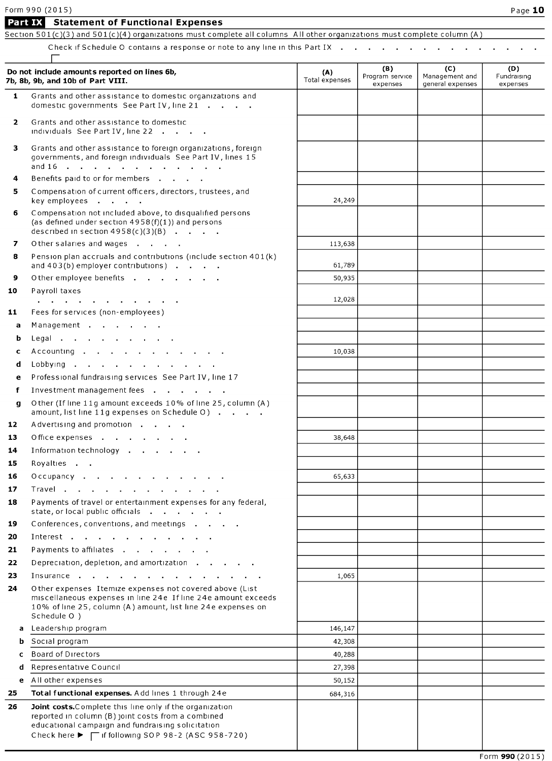Form 990 (2015)

## Part IX Statement of Functional Expenses

Section 501(c)(3) and 501(c)(4) organizations must complete all columns All other organizations must complete column (A)

Check if Schedule O contains a response or note to any line in this Part IX . . . . . . . . . . . . . . ☐

| Do not include amounts reported on lines 6b, 7b, 8b, 9b, and 10b of Part VIII. | (A) Total expenses | (B) Program service expenses | (C) Management and general expenses | (D) Fundraising expenses |
|---|---|---|---|---|
| **1** Grants and other assistance to domestic organizations and domestic governments See Part IV, line 21 | | | | |
| **2** Grants and other assistance to domestic individuals See Part IV, line 22 | | | | |
| **3** Grants and other assistance to foreign organizations, foreign governments, and foreign individuals See Part IV, lines 15 and 16 | | | | |
| **4** Benefits paid to or for members | | | | |
| **5** Compensation of current officers, directors, trustees, and key employees | 24,249 | | | |
| **6** Compensation not included above, to disqualified persons (as defined under section 4958(f)(1)) and persons described in section 4958(c)(3)(B) | | | | |
| **7** Other salaries and wages | 113,638 | | | |
| **8** Pension plan accruals and contributions (include section 401(k) and 403(b) employer contributions) | 61,789 | | | |
| **9** Other employee benefits | 50,935 | | | |
| **10** Payroll taxes | 12,028 | | | |
| **11** Fees for services (non-employees) | | | | |
| **a** Management | | | | |
| **b** Legal | | | | |
| **c** Accounting | 10,038 | | | |
| **d** Lobbying | | | | |
| **e** Professional fundraising services See Part IV, line 17 | | | | |
| **f** Investment management fees | | | | |
| **g** Other (If line 11g amount exceeds 10% of line 25, column (A) amount, list line 11g expenses on Schedule O) | | | | |
| **12** Advertising and promotion | | | | |
| **13** Office expenses | 38,648 | | | |
| **14** Information technology | | | | |
| **15** Royalties | | | | |
| **16** Occupancy | 65,633 | | | |
| **17** Travel | | | | |
| **18** Payments of travel or entertainment expenses for any federal, state, or local public officials | | | | |
| **19** Conferences, conventions, and meetings | | | | |
| **20** Interest | | | | |
| **21** Payments to affiliates | | | | |
| **22** Depreciation, depletion, and amortization | | | | |
| **23** Insurance | 1,065 | | | |
| **24** Other expenses Itemize expenses not covered above (List miscellaneous expenses in line 24e If line 24e amount exceeds 10% of line 25, column (A) amount, list line 24e expenses on Schedule O ) | | | | |
| **a** Leadership program | 146,147 | | | |
| **b** Social program | 42,308 | | | |
| **c** Board of Directors | 40,288 | | | |
| **d** Representative Council | 27,398 | | | |
| **e** All other expenses | 50,152 | | | |
| **25** **Total functional expenses.** Add lines 1 through 24e | 684,316 | | | |
| **26** **Joint costs.** Complete this line only if the organization reported in column (B) joint costs from a combined educational campaign and fundraising solicitation Check here ▶ ☐ if following SOP 98-2 (ASC 958-720) | | | | |

Form **990** (2015)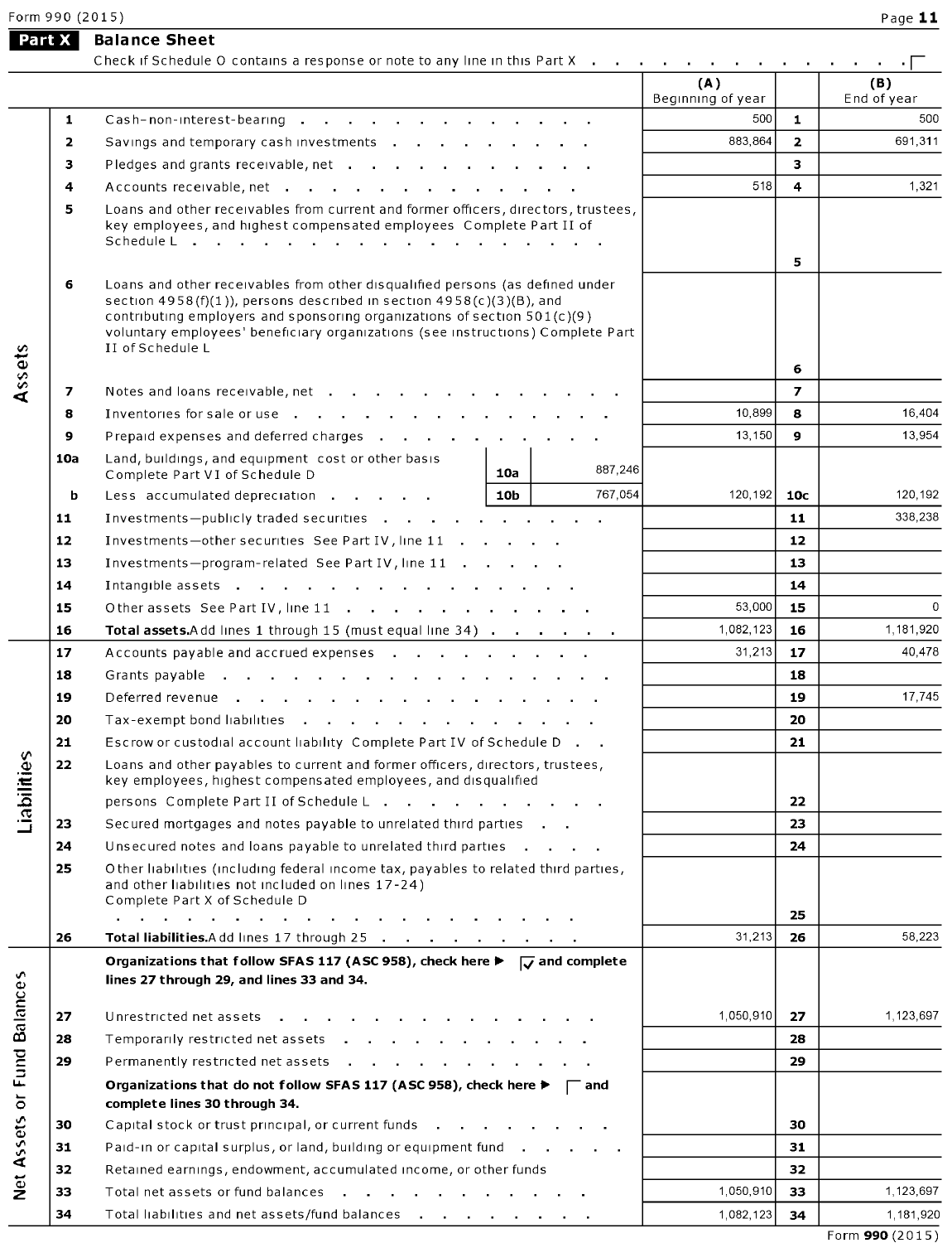Form 990 (2015)

## Part X Balance Sheet

Check if Schedule O contains a response or note to any line in this Part X . . . . . . . . . . . . . . . ☐

| | | | | (A) Beginning of year | | (B) End of year |
|---|---|---|---|---|---|---|
| **Assets** | 1 | Cash-non-interest-bearing | | 500 | 1 | 500 |
| | 2 | Savings and temporary cash investments | | 883,864 | 2 | 691,311 |
| | 3 | Pledges and grants receivable, net | | | 3 | |
| | 4 | Accounts receivable, net | | 518 | 4 | 1,321 |
| | 5 | Loans and other receivables from current and former officers, directors, trustees, key employees, and highest compensated employees Complete Part II of Schedule L | | | 5 | |
| | 6 | Loans and other receivables from other disqualified persons (as defined under section 4958(f)(1)), persons described in section 4958(c)(3)(B), and contributing employers and sponsoring organizations of section 501(c)(9) voluntary employees' beneficiary organizations (see instructions) Complete Part II of Schedule L | | | 6 | |
| | 7 | Notes and loans receivable, net | | | 7 | |
| | 8 | Inventories for sale or use | | 10,899 | 8 | 16,404 |
| | 9 | Prepaid expenses and deferred charges | | 13,150 | 9 | 13,954 |
| | 10a | Land, buildings, and equipment cost or other basis Complete Part VI of Schedule D | 10a 887,246 | | | |
| | b | Less accumulated depreciation | 10b 767,054 | 120,192 | 10c | 120,192 |
| | 11 | Investments—publicly traded securities | | | 11 | 338,238 |
| | 12 | Investments—other securities See Part IV, line 11 | | | 12 | |
| | 13 | Investments—program-related See Part IV, line 11 | | | 13 | |
| | 14 | Intangible assets | | | 14 | |
| | 15 | Other assets See Part IV, line 11 | | 53,000 | 15 | 0 |
| | 16 | **Total assets.** Add lines 1 through 15 (must equal line 34) | | 1,082,123 | 16 | 1,181,920 |
| **Liabilities** | 17 | Accounts payable and accrued expenses | | 31,213 | 17 | 40,478 |
| | 18 | Grants payable | | | 18 | |
| | 19 | Deferred revenue | | | 19 | 17,745 |
| | 20 | Tax-exempt bond liabilities | | | 20 | |
| | 21 | Escrow or custodial account liability Complete Part IV of Schedule D | | | 21 | |
| | 22 | Loans and other payables to current and former officers, directors, trustees, key employees, highest compensated employees, and disqualified persons Complete Part II of Schedule L | | | 22 | |
| | 23 | Secured mortgages and notes payable to unrelated third parties | | | 23 | |
| | 24 | Unsecured notes and loans payable to unrelated third parties | | | 24 | |
| | 25 | Other liabilities (including federal income tax, payables to related third parties, and other liabilities not included on lines 17-24) Complete Part X of Schedule D | | | 25 | |
| | 26 | **Total liabilities.** Add lines 17 through 25 | | 31,213 | 26 | 58,223 |
| **Net Assets or Fund Balances** | | **Organizations that follow SFAS 117 (ASC 958), check here ▶ ☑ and complete lines 27 through 29, and lines 33 and 34.** | | | | |
| | 27 | Unrestricted net assets | | 1,050,910 | 27 | 1,123,697 |
| | 28 | Temporarily restricted net assets | | | 28 | |
| | 29 | Permanently restricted net assets | | | 29 | |
| | | **Organizations that do not follow SFAS 117 (ASC 958), check here ▶ ☐ and complete lines 30 through 34.** | | | | |
| | 30 | Capital stock or trust principal, or current funds | | | 30 | |
| | 31 | Paid-in or capital surplus, or land, building or equipment fund | | | 31 | |
| | 32 | Retained earnings, endowment, accumulated income, or other funds | | | 32 | |
| | 33 | Total net assets or fund balances | | 1,050,910 | 33 | 1,123,697 |
| | 34 | Total liabilities and net assets/fund balances | | 1,082,123 | 34 | 1,181,920 |

Form **990** (2015)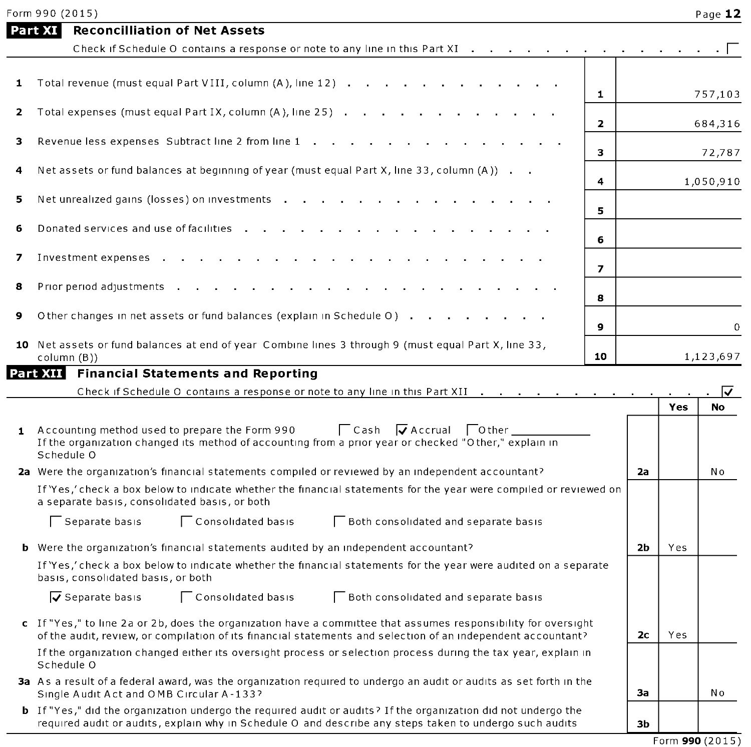Form 990 (2015)

## Part XI Reconcilliation of Net Assets

Check if Schedule O contains a response or note to any line in this Part XI . . . . . . . . . . . . . . ☐

| | | | |
|---|---|---|---|
| 1 | Total revenue (must equal Part VIII, column (A), line 12) | 1 | 757,103 |
| 2 | Total expenses (must equal Part IX, column (A), line 25) | 2 | 684,316 |
| 3 | Revenue less expenses Subtract line 2 from line 1 | 3 | 72,787 |
| 4 | Net assets or fund balances at beginning of year (must equal Part X, line 33, column (A)) | 4 | 1,050,910 |
| 5 | Net unrealized gains (losses) on investments | 5 | |
| 6 | Donated services and use of facilities | 6 | |
| 7 | Investment expenses | 7 | |
| 8 | Prior period adjustments | 8 | |
| 9 | Other changes in net assets or fund balances (explain in Schedule O) | 9 | 0 |
| 10 | Net assets or fund balances at end of year Combine lines 3 through 9 (must equal Part X, line 33, column (B)) | 10 | 1,123,697 |

## Part XII Financial Statements and Reporting

Check if Schedule O contains a response or note to any line in this Part XII . . . . . . . . . . . . . . ☑

| | | | Yes | No |
|---|---|---|---|---|
| 1 | Accounting method used to prepare the Form 990 ☐ Cash ☑ Accrual ☐ Other ____________ If the organization changed its method of accounting from a prior year or checked "Other," explain in Schedule O | | | |
| 2a | Were the organization's financial statements compiled or reviewed by an independent accountant? | 2a | | No |
| | If 'Yes,' check a box below to indicate whether the financial statements for the year were compiled or reviewed on a separate basis, consolidated basis, or both<br>☐ Separate basis ☐ Consolidated basis ☐ Both consolidated and separate basis | | | |
| b | Were the organization's financial statements audited by an independent accountant? | 2b | Yes | |
| | If 'Yes,' check a box below to indicate whether the financial statements for the year were audited on a separate basis, consolidated basis, or both<br>☑ Separate basis ☐ Consolidated basis ☐ Both consolidated and separate basis | | | |
| c | If "Yes," to line 2a or 2b, does the organization have a committee that assumes responsibility for oversight of the audit, review, or compilation of its financial statements and selection of an independent accountant? | 2c | Yes | |
| | If the organization changed either its oversight process or selection process during the tax year, explain in Schedule O | | | |
| 3a | As a result of a federal award, was the organization required to undergo an audit or audits as set forth in the Single Audit Act and OMB Circular A-133? | 3a | | No |
| b | If "Yes," did the organization undergo the required audit or audits? If the organization did not undergo the required audit or audits, explain why in Schedule O and describe any steps taken to undergo such audits | 3b | | |

Form **990** (2015)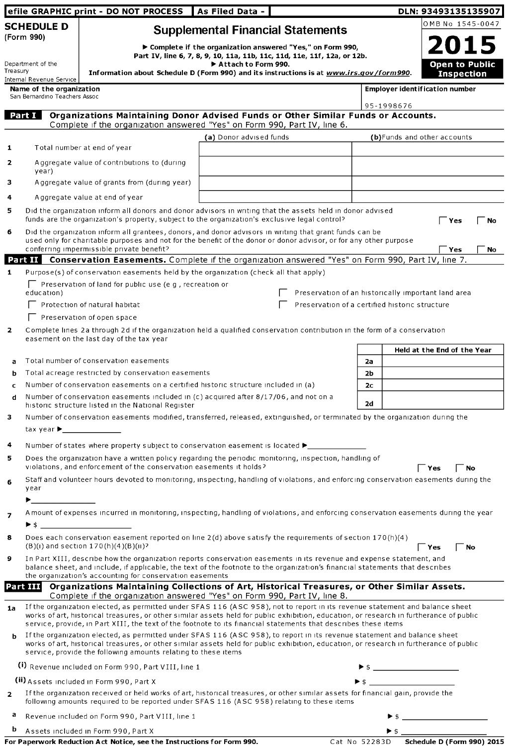efile GRAPHIC print - DO NOT PROCESS | As Filed Data - | DLN: 93493135135907

# SCHEDULE D (Form 990)

## Supplemental Financial Statements

▶ Complete if the organization answered "Yes," on Form 990, Part IV, line 6, 7, 8, 9, 10, 11a, 11b, 11c, 11d, 11e, 11f, 12a, or 12b.
▶ Attach to Form 990.
Information about Schedule D (Form 990) and its instructions is at *www.irs.gov/form990*.

OMB No 1545-0047

**2015**

**Open to Public Inspection**

Department of the Treasury
Internal Revenue Service

**Name of the organization**
San Bernardino Teachers Assoc

**Employer identification number**
95-1998676

**Part I** **Organizations Maintaining Donor Advised Funds or Other Similar Funds or Accounts.** Complete if the organization answered "Yes" on Form 990, Part IV, line 6.

| | | (a) Donor advised funds | (b) Funds and other accounts |
|---|---|---|---|
| 1 | Total number at end of year | | |
| 2 | Aggregate value of contributions to (during year) | | |
| 3 | Aggregate value of grants from (during year) | | |
| 4 | Aggregate value at end of year | | |

5 Did the organization inform all donors and donor advisors in writing that the assets held in donor advised funds are the organization's property, subject to the organization's exclusive legal control? ☐ Yes ☐ No

6 Did the organization inform all grantees, donors, and donor advisors in writing that grant funds can be used only for charitable purposes and not for the benefit of the donor or donor advisor, or for any other purpose conferring impermissible private benefit? ☐ Yes ☐ No

**Part II** **Conservation Easements.** Complete if the organization answered "Yes" on Form 990, Part IV, line 7.

1 Purpose(s) of conservation easements held by the organization (check all that apply)

☐ Preservation of land for public use (e g , recreation or education)
☐ Preservation of an historically important land area
☐ Protection of natural habitat
☐ Preservation of a certified historic structure
☐ Preservation of open space

2 Complete lines 2a through 2d if the organization held a qualified conservation contribution in the form of a conservation easement on the last day of the tax year

| | | | Held at the End of the Year |
|---|---|---|---|
| a | Total number of conservation easements | 2a | |
| b | Total acreage restricted by conservation easements | 2b | |
| c | Number of conservation easements on a certified historic structure included in (a) | 2c | |
| d | Number of conservation easements included in (c) acquired after 8/17/06, and not on a historic structure listed in the National Register | 2d | |

3 Number of conservation easements modified, transferred, released, extinguished, or terminated by the organization during the tax year ▶

4 Number of states where property subject to conservation easement is located ▶

5 Does the organization have a written policy regarding the periodic monitoring, inspection, handling of violations, and enforcement of the conservation easements it holds? ☐ Yes ☐ No

6 Staff and volunteer hours devoted to monitoring, inspecting, handling of violations, and enforcing conservation easements during the year
▶

7 Amount of expenses incurred in monitoring, inspecting, handling of violations, and enforcing conservation easements during the year
▶ $

8 Does each conservation easement reported on line 2(d) above satisfy the requirements of section 170(h)(4)(B)(i) and section 170(h)(4)(B)(ii)? ☐ Yes ☐ No

9 In Part XIII, describe how the organization reports conservation easements in its revenue and expense statement, and balance sheet, and include, if applicable, the text of the footnote to the organization's financial statements that describes the organization's accounting for conservation easements

**Part III** **Organizations Maintaining Collections of Art, Historical Treasures, or Other Similar Assets.** Complete if the organization answered "Yes" on Form 990, Part IV, line 8.

1a If the organization elected, as permitted under SFAS 116 (ASC 958), not to report in its revenue statement and balance sheet works of art, historical treasures, or other similar assets held for public exhibition, education, or research in furtherance of public service, provide, in Part XIII, the text of the footnote to its financial statements that describes these items

b If the organization elected, as permitted under SFAS 116 (ASC 958), to report in its revenue statement and balance sheet works of art, historical treasures, or other similar assets held for public exhibition, education, or research in furtherance of public service, provide the following amounts relating to these items

(i) Revenue included on Form 990, Part VIII, line 1 ▶ $

(ii) Assets included in Form 990, Part X ▶ $

2 If the organization received or held works of art, historical treasures, or other similar assets for financial gain, provide the following amounts required to be reported under SFAS 116 (ASC 958) relating to these items

a Revenue included on Form 990, Part VIII, line 1 ▶ $

b Assets included in Form 990, Part X ▶ $

For Paperwork Reduction Act Notice, see the Instructions for Form 990. Cat No 52283D Schedule D (Form 990) 2015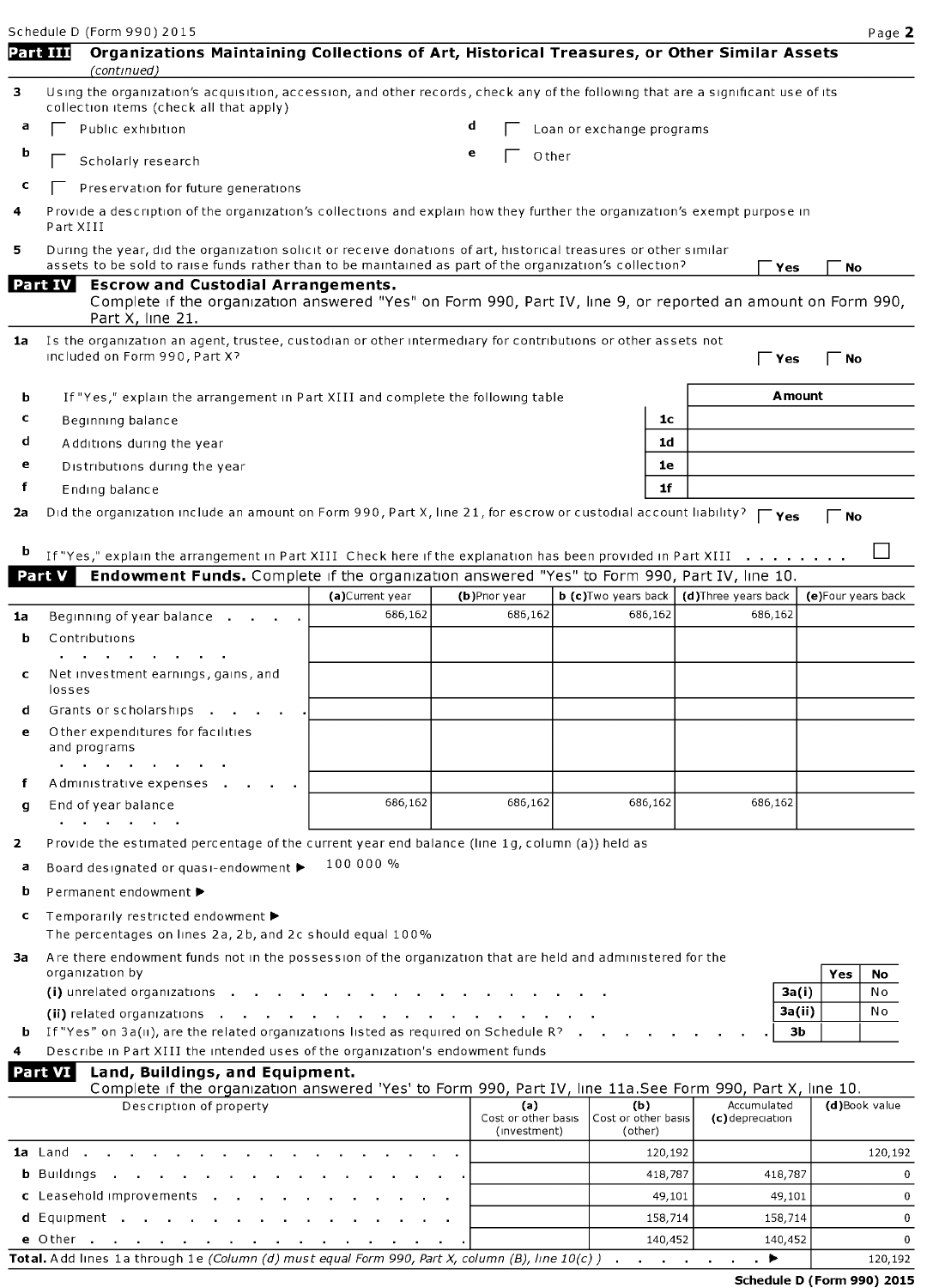Schedule D (Form 990) 2015 Page **2**

## Part III Organizations Maintaining Collections of Art, Historical Treasures, or Other Similar Assets *(continued)*

**3** Using the organization's acquisition, accession, and other records, check any of the following that are a significant use of its collection items (check all that apply)

- **a** ☐ Public exhibition
- **b** ☐ Scholarly research
- **c** ☐ Preservation for future generations
- **d** ☐ Loan or exchange programs
- **e** ☐ Other

**4** Provide a description of the organization's collections and explain how they further the organization's exempt purpose in Part XIII

**5** During the year, did the organization solicit or receive donations of art, historical treasures or other similar assets to be sold to raise funds rather than to be maintained as part of the organization's collection? ☐ Yes ☐ No

## Part IV Escrow and Custodial Arrangements.

Complete if the organization answered "Yes" on Form 990, Part IV, line 9, or reported an amount on Form 990, Part X, line 21.

**1a** Is the organization an agent, trustee, custodian or other intermediary for contributions or other assets not included on Form 990, Part X? ☐ Yes ☐ No

**b** If "Yes," explain the arrangement in Part XIII and complete the following table

| | | | Amount |
|---|---|---|---|
| c | Beginning balance | 1c | |
| d | Additions during the year | 1d | |
| e | Distributions during the year | 1e | |
| f | Ending balance | 1f | |

**2a** Did the organization include an amount on Form 990, Part X, line 21, for escrow or custodial account liability? ☐ Yes ☐ No

**b** If "Yes," explain the arrangement in Part XIII Check here if the explanation has been provided in Part XIII . . . . . . . . ☐

## Part V Endowment Funds. Complete if the organization answered "Yes" to Form 990, Part IV, line 10.

| | | (a) Current year | (b) Prior year | (c) Two years back | (d) Three years back | (e) Four years back |
|---|---|---|---|---|---|---|
| 1a | Beginning of year balance | 686,162 | 686,162 | 686,162 | 686,162 | |
| b | Contributions | | | | | |
| c | Net investment earnings, gains, and losses | | | | | |
| d | Grants or scholarships | | | | | |
| e | Other expenditures for facilities and programs | | | | | |
| f | Administrative expenses | | | | | |
| g | End of year balance | 686,162 | 686,162 | 686,162 | 686,162 | |

**2** Provide the estimated percentage of the current year end balance (line 1g, column (a)) held as

- **a** Board designated or quasi-endowment ▶ 100 000 %
- **b** Permanent endowment ▶
- **c** Temporarily restricted endowment ▶

The percentages on lines 2a, 2b, and 2c should equal 100%

**3a** Are there endowment funds not in the possession of the organization that are held and administered for the organization by

| | | | Yes | No |
|---|---|---|---|---|
| (i) | unrelated organizations | 3a(i) | | No |
| (ii) | related organizations | 3a(ii) | | No |
| b | If "Yes" on 3a(ii), are the related organizations listed as required on Schedule R? | 3b | | |

**4** Describe in Part XIII the intended uses of the organization's endowment funds

## Part VI Land, Buildings, and Equipment.

Complete if the organization answered 'Yes' to Form 990, Part IV, line 11a.See Form 990, Part X, line 10.

| Description of property | (a) Cost or other basis (investment) | (b) Cost or other basis (other) | (c) Accumulated depreciation | (d) Book value |
|---|---|---|---|---|
| 1a Land | | 120,192 | | 120,192 |
| b Buildings | | 418,787 | 418,787 | 0 |
| c Leasehold improvements | | 49,101 | 49,101 | 0 |
| d Equipment | | 158,714 | 158,714 | 0 |
| e Other | | 140,452 | 140,452 | 0 |
| **Total.** Add lines 1a through 1e *(Column (d) must equal Form 990, Part X, column (B), line 10(c).)* ▶ | | | | 120,192 |

**Schedule D (Form 990) 2015**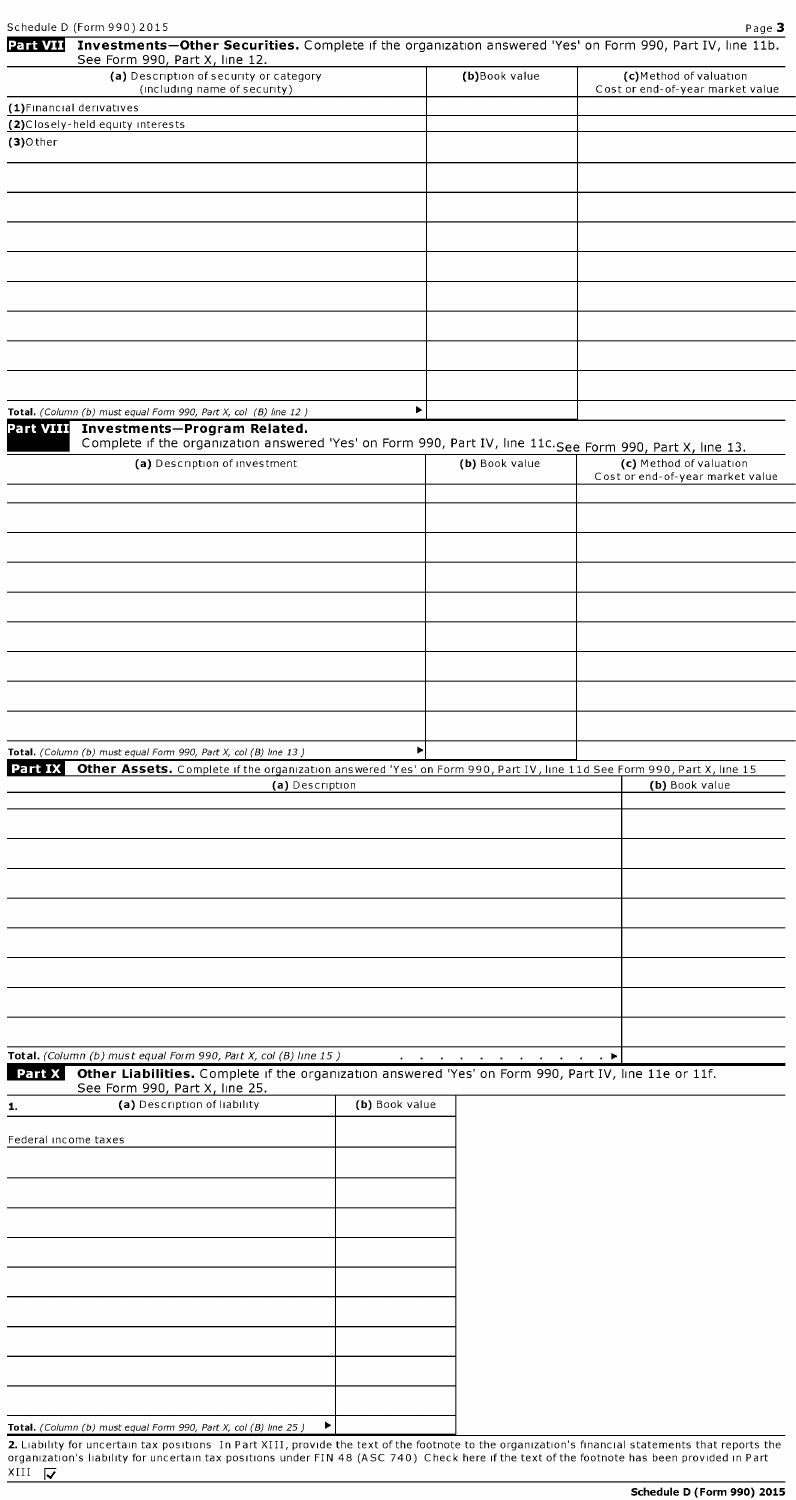Schedule D (Form 990) 2015

**Part VII** **Investments—Other Securities.** Complete if the organization answered 'Yes' on Form 990, Part IV, line 11b. See Form 990, Part X, line 12.

| (a) Description of security or category (including name of security) | (b) Book value | (c) Method of valuation Cost or end-of-year market value |
| --- | --- | --- |
| (1) Financial derivatives | | |
| (2) Closely-held equity interests | | |
| (3) Other | | |
| | | |
| | | |
| | | |
| | | |
| | | |
| | | |
| | | |
| | | |
| **Total.** *(Column (b) must equal Form 990, Part X, col (B) line 12 )* ▶ | | |

**Part VIII** **Investments—Program Related.**
Complete if the organization answered 'Yes' on Form 990, Part IV, line 11c. See Form 990, Part X, line 13.

| (a) Description of investment | (b) Book value | (c) Method of valuation Cost or end-of-year market value |
| --- | --- | --- |
| | | |
| | | |
| | | |
| | | |
| | | |
| | | |
| | | |
| | | |
| | | |
| **Total.** *(Column (b) must equal Form 990, Part X, col (B) line 13 )* ▶ | | |

**Part IX** **Other Assets.** Complete if the organization answered 'Yes' on Form 990, Part IV, line 11d See Form 990, Part X, line 15

| (a) Description | (b) Book value |
| --- | --- |
| | |
| | |
| | |
| | |
| | |
| | |
| | |
| | |
| | |
| **Total.** *(Column (b) must equal Form 990, Part X, col (B) line 15 )* . . . . . . . . . . ▶ | |

**Part X** **Other Liabilities.** Complete if the organization answered 'Yes' on Form 990, Part IV, line 11e or 11f. See Form 990, Part X, line 25.

| 1. (a) Description of liability | (b) Book value |
| --- | --- |
| Federal income taxes | |
| | |
| | |
| | |
| | |
| | |
| | |
| | |
| | |
| | |
| **Total.** *(Column (b) must equal Form 990, Part X, col (B) line 25 )* ▶ | |

**2.** Liability for uncertain tax positions In Part XIII, provide the text of the footnote to the organization's financial statements that reports the organization's liability for uncertain tax positions under FIN 48 (ASC 740) Check here if the text of the footnote has been provided in Part XIII ☑

**Schedule D (Form 990) 2015**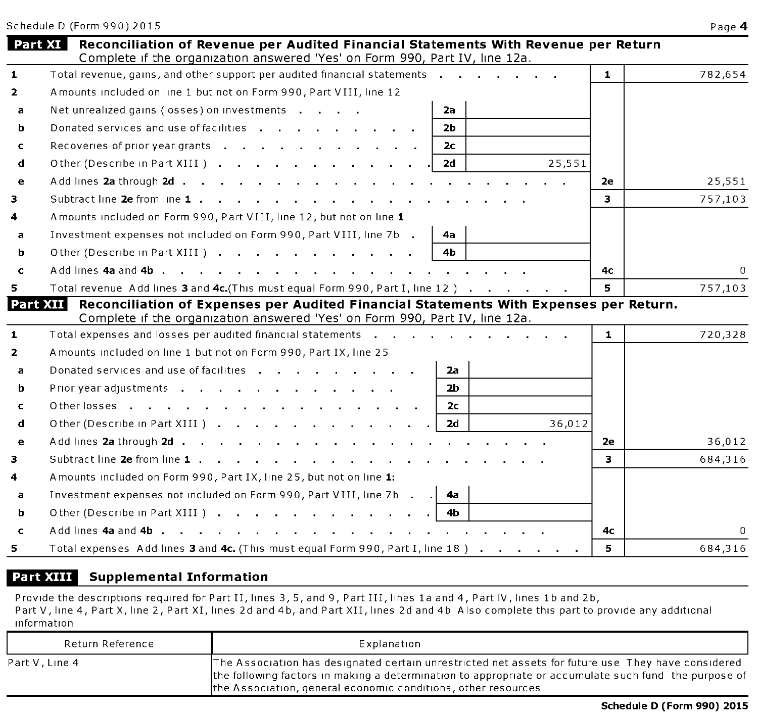Schedule D (Form 990) 2015

## Part XI Reconciliation of Revenue per Audited Financial Statements With Revenue per Return

Complete if the organization answered 'Yes' on Form 990, Part IV, line 12a.

| | | | | | |
|---|---|---|---|---|---|
| 1 | Total revenue, gains, and other support per audited financial statements | | | 1 | 782,654 |
| 2 | Amounts included on line 1 but not on Form 990, Part VIII, line 12 | | | | |
| a | Net unrealized gains (losses) on investments | 2a | | | |
| b | Donated services and use of facilities | 2b | | | |
| c | Recoveries of prior year grants | 2c | | | |
| d | Other (Describe in Part XIII ) | 2d | 25,551 | | |
| e | Add lines **2a** through **2d** | | | 2e | 25,551 |
| 3 | Subtract line **2e** from line **1** | | | 3 | 757,103 |
| 4 | Amounts included on Form 990, Part VIII, line 12, but not on line **1** | | | | |
| a | Investment expenses not included on Form 990, Part VIII, line 7b | 4a | | | |
| b | Other (Describe in Part XIII ) | 4b | | | |
| c | Add lines **4a** and **4b** | | | 4c | 0 |
| 5 | Total revenue Add lines **3** and **4c.**(This must equal Form 990, Part I, line 12 ) | | | 5 | 757,103 |

## Part XII Reconciliation of Expenses per Audited Financial Statements With Expenses per Return.

Complete if the organization answered 'Yes' on Form 990, Part IV, line 12a.

| | | | | | |
|---|---|---|---|---|---|
| 1 | Total expenses and losses per audited financial statements | | | 1 | 720,328 |
| 2 | Amounts included on line 1 but not on Form 990, Part IX, line 25 | | | | |
| a | Donated services and use of facilities | 2a | | | |
| b | Prior year adjustments | 2b | | | |
| c | Other losses | 2c | | | |
| d | Other (Describe in Part XIII ) | 2d | 36,012 | | |
| e | Add lines **2a** through **2d** | | | 2e | 36,012 |
| 3 | Subtract line **2e** from line **1** | | | 3 | 684,316 |
| 4 | Amounts included on Form 990, Part IX, line 25, but not on line **1:** | | | | |
| a | Investment expenses not included on Form 990, Part VIII, line 7b | 4a | | | |
| b | Other (Describe in Part XIII ) | 4b | | | |
| c | Add lines **4a** and **4b** | | | 4c | 0 |
| 5 | Total expenses Add lines **3** and **4c.** (This must equal Form 990, Part I, line 18 ) | | | 5 | 684,316 |

## Part XIII Supplemental Information

Provide the descriptions required for Part II, lines 3, 5, and 9, Part III, lines 1a and 4, Part IV, lines 1b and 2b, Part V, line 4, Part X, line 2, Part XI, lines 2d and 4b, and Part XII, lines 2d and 4b Also complete this part to provide any additional information

| Return Reference | Explanation |
|---|---|
| Part V, Line 4 | The Association has designated certain unrestricted net assets for future use They have considered the following factors in making a determination to appropriate or accumulate such fund the purpose of the Association, general economic conditions, other resources |

Schedule D (Form 990) 2015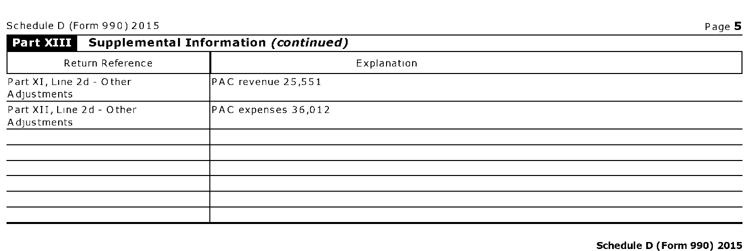## Part XIII Supplemental Information *(continued)*

| Return Reference | Explanation |
|---|---|
| Part XI, Line 2d - Other Adjustments | PAC revenue 25,551 |
| Part XII, Line 2d - Other Adjustments | PAC expenses 36,012 |
| | |
| | |
| | |
| | |
| | |
| | |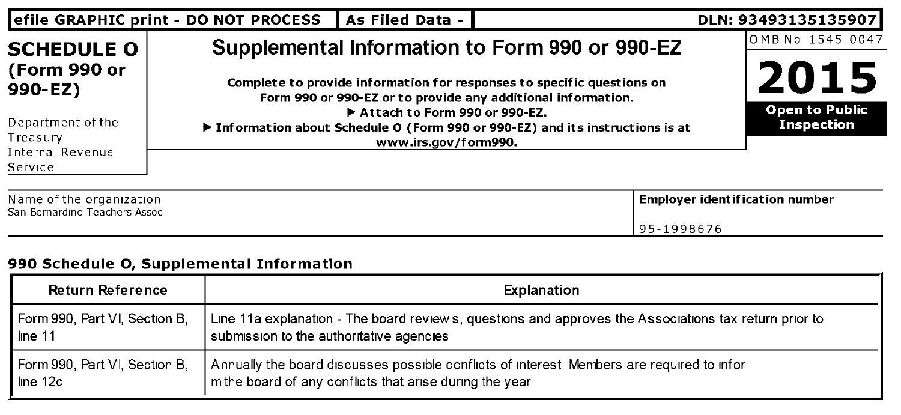efile GRAPHIC print - DO NOT PROCESS | As Filed Data - | DLN: 93493135135907

# SCHEDULE O (Form 990 or 990-EZ)

Department of the Treasury
Internal Revenue Service

## Supplemental Information to Form 990 or 990-EZ

**Complete to provide information for responses to specific questions on Form 990 or 990-EZ or to provide any additional information.**
**▶ Attach to Form 990 or 990-EZ.**
**▶ Information about Schedule O (Form 990 or 990-EZ) and its instructions is at www.irs.gov/form990.**

OMB No 1545-0047

**2015**

**Open to Public Inspection**

Name of the organization
San Bernardino Teachers Assoc

**Employer identification number**
95-1998676

### 990 Schedule O, Supplemental Information

| Return Reference | Explanation |
|---|---|
| Form 990, Part VI, Section B, line 11 | Line 11a explanation - The board reviews, questions and approves the Associations tax return prior to submission to the authoritative agencies |
| Form 990, Part VI, Section B, line 12c | Annually the board discusses possible conflicts of interest Members are required to infor m the board of any conflicts that arise during the year |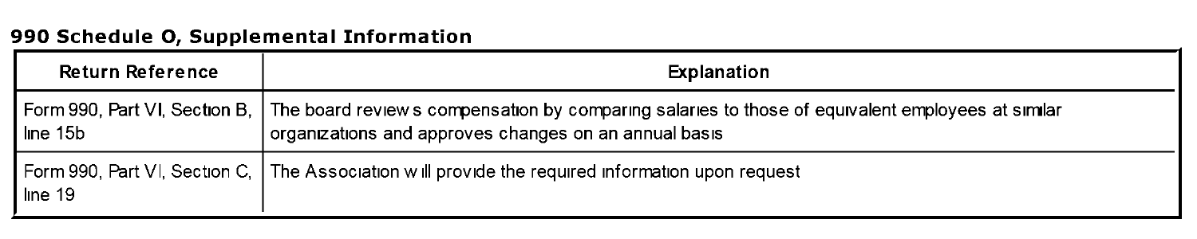## 990 Schedule O, Supplemental Information

| Return Reference | Explanation |
|---|---|
| Form 990, Part VI, Section B, line 15b | The board reviews compensation by comparing salaries to those of equivalent employees at similar organizations and approves changes on an annual basis |
| Form 990, Part VI, Section C, line 19 | The Association will provide the required information upon request |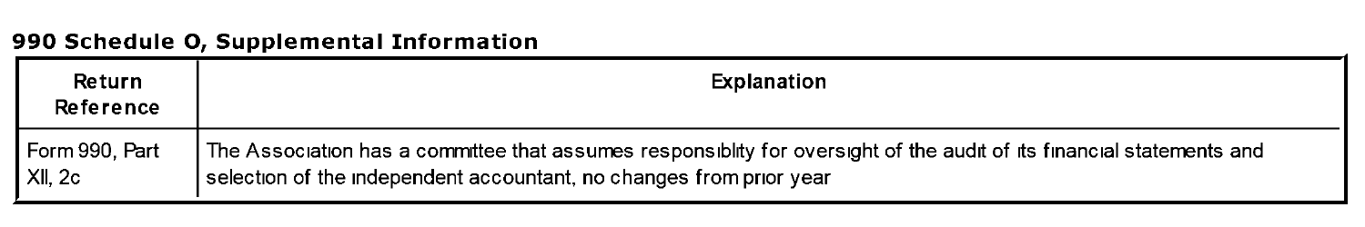**990 Schedule O, Supplemental Information**

| Return Reference | Explanation |
|---|---|
| Form 990, Part XII, 2c | The Association has a committee that assumes responsiblity for oversight of the audit of its financial statements and selection of the independent accountant, no changes from prior year |